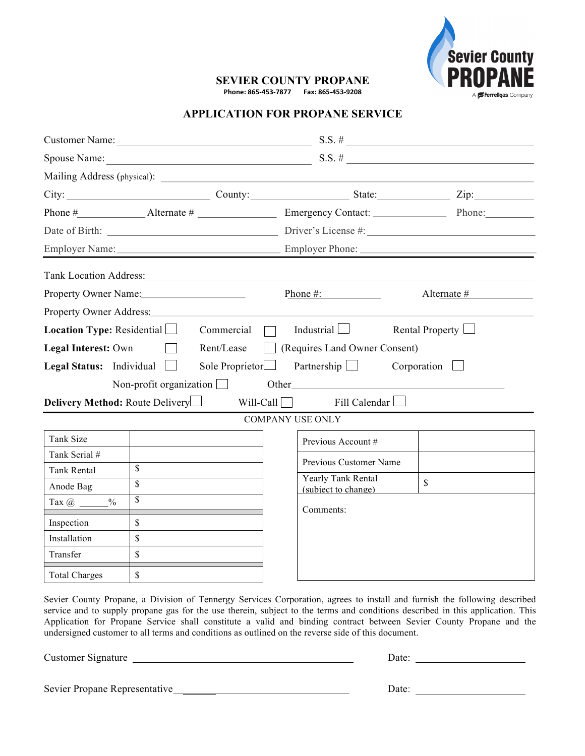Sevier County PROPANE
A Ferrellgas Company

# SEVIER COUNTY PROPANE

Phone: 865-453-7877 Fax: 865-453-9208

## APPLICATION FOR PROPANE SERVICE

Customer Name: ______________________ S.S. # ______________________

Spouse Name: ______________________ S.S. # ______________________

Mailing Address (physical): ______________________

City: ____________ County: ____________ State: ________ Zip: ________

Phone # ________ Alternate # ________ Emergency Contact: ________ Phone: ________

Date of Birth: ______________________ Driver's License #: ______________________

Employer Name: ______________________ Employer Phone: ______________________

---

Tank Location Address: ______________________

Property Owner Name: ____________ Phone #: ________ Alternate # ________

Property Owner Address: ______________________

**Location Type:** Residential ☐ Commercial ☐ Industrial ☐ Rental Property ☐

**Legal Interest:** Own ☐ Rent/Lease ☐ (Requires Land Owner Consent)

**Legal Status:** Individual ☐ Sole Proprietor ☐ Partnership ☐ Corporation ☐

Non-profit organization ☐ Other ______________________

**Delivery Method:** Route Delivery ☐ Will-Call ☐ Fill Calendar ☐

---

COMPANY USE ONLY

| | |
|---|---|
| Tank Size | |
| Tank Serial # | |
| Tank Rental | $ |
| Anode Bag | $ |
| Tax @ _____% | $ |
| Inspection | $ |
| Installation | $ |
| Transfer | $ |
| Total Charges | $ |

| | |
|---|---|
| Previous Account # | |
| Previous Customer Name | |
| Yearly Tank Rental (subject to change) | $ |
| Comments: | |

Sevier County Propane, a Division of Tennergy Services Corporation, agrees to install and furnish the following described service and to supply propane gas for the use therein, subject to the terms and conditions described in this application. This Application for Propane Service shall constitute a valid and binding contract between Sevier County Propane and the undersigned customer to all terms and conditions as outlined on the reverse side of this document.

Customer Signature ______________________ Date: ____________

Sevier Propane Representative ______________________ Date: ____________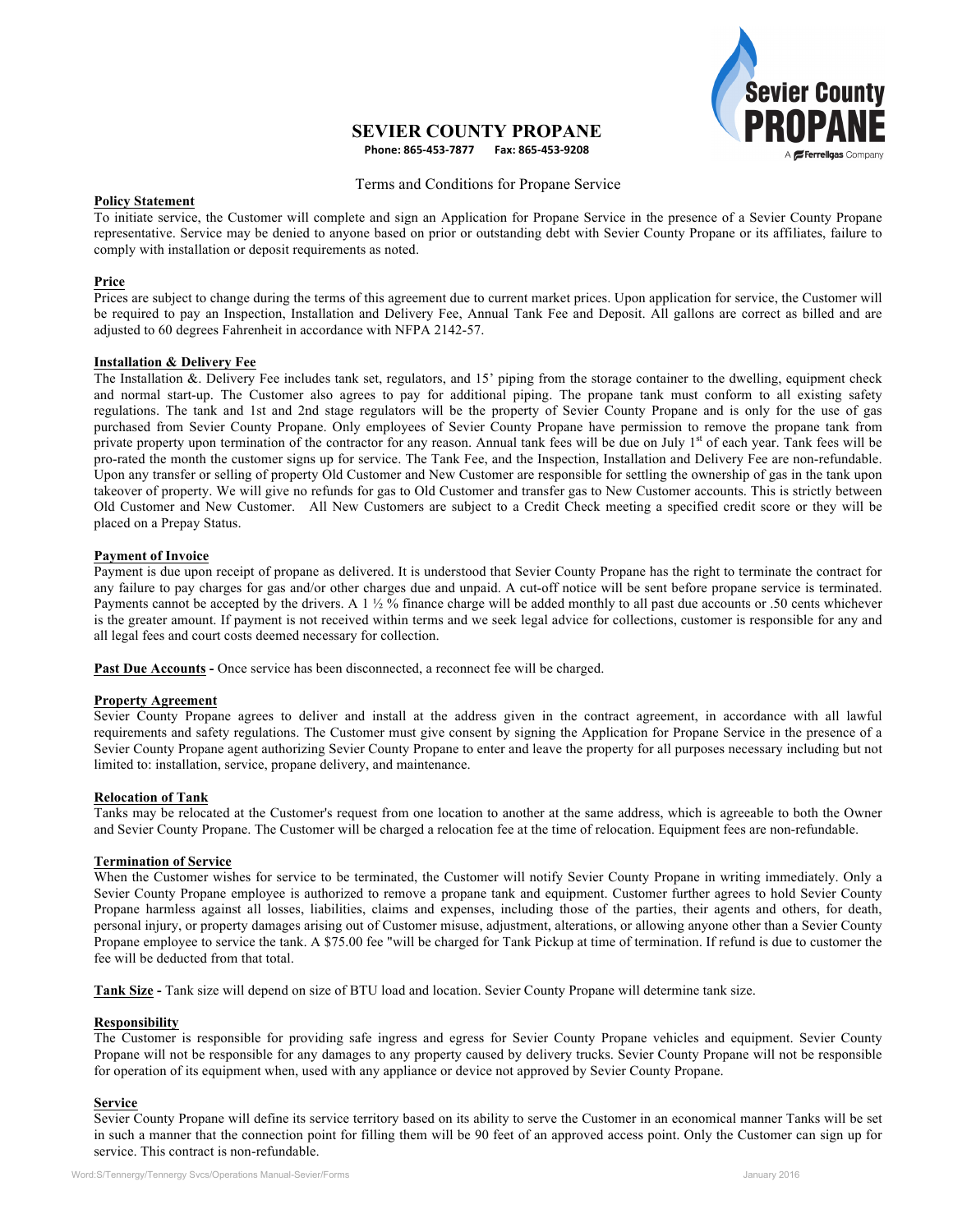# SEVIER COUNTY PROPANE

**Phone: 865-453-7877 Fax: 865-453-9208**

Terms and Conditions for Propane Service

**Policy Statement**

To initiate service, the Customer will complete and sign an Application for Propane Service in the presence of a Sevier County Propane representative. Service may be denied to anyone based on prior or outstanding debt with Sevier County Propane or its affiliates, failure to comply with installation or deposit requirements as noted.

**Price**

Prices are subject to change during the terms of this agreement due to current market prices. Upon application for service, the Customer will be required to pay an Inspection, Installation and Delivery Fee, Annual Tank Fee and Deposit. All gallons are correct as billed and are adjusted to 60 degrees Fahrenheit in accordance with NFPA 2142-57.

**Installation & Delivery Fee**

The Installation &. Delivery Fee includes tank set, regulators, and 15' piping from the storage container to the dwelling, equipment check and normal start-up. The Customer also agrees to pay for additional piping. The propane tank must conform to all existing safety regulations. The tank and 1st and 2nd stage regulators will be the property of Sevier County Propane and is only for the use of gas purchased from Sevier County Propane. Only employees of Sevier County Propane have permission to remove the propane tank from private property upon termination of the contractor for any reason. Annual tank fees will be due on July 1st of each year. Tank fees will be pro-rated the month the customer signs up for service. The Tank Fee, and the Inspection, Installation and Delivery Fee are non-refundable. Upon any transfer or selling of property Old Customer and New Customer are responsible for settling the ownership of gas in the tank upon takeover of property. We will give no refunds for gas to Old Customer and transfer gas to New Customer accounts. This is strictly between Old Customer and New Customer. All New Customers are subject to a Credit Check meeting a specified credit score or they will be placed on a Prepay Status.

**Payment of Invoice**

Payment is due upon receipt of propane as delivered. It is understood that Sevier County Propane has the right to terminate the contract for any failure to pay charges for gas and/or other charges due and unpaid. A cut-off notice will be sent before propane service is terminated. Payments cannot be accepted by the drivers. A 1 ½ % finance charge will be added monthly to all past due accounts or .50 cents whichever is the greater amount. If payment is not received within terms and we seek legal advice for collections, customer is responsible for any and all legal fees and court costs deemed necessary for collection.

**Past Due Accounts -** Once service has been disconnected, a reconnect fee will be charged.

**Property Agreement**

Sevier County Propane agrees to deliver and install at the address given in the contract agreement, in accordance with all lawful requirements and safety regulations. The Customer must give consent by signing the Application for Propane Service in the presence of a Sevier County Propane agent authorizing Sevier County Propane to enter and leave the property for all purposes necessary including but not limited to: installation, service, propane delivery, and maintenance.

**Relocation of Tank**

Tanks may be relocated at the Customer's request from one location to another at the same address, which is agreeable to both the Owner and Sevier County Propane. The Customer will be charged a relocation fee at the time of relocation. Equipment fees are non-refundable.

**Termination of Service**

When the Customer wishes for service to be terminated, the Customer will notify Sevier County Propane in writing immediately. Only a Sevier County Propane employee is authorized to remove a propane tank and equipment. Customer further agrees to hold Sevier County Propane harmless against all losses, liabilities, claims and expenses, including those of the parties, their agents and others, for death, personal injury, or property damages arising out of Customer misuse, adjustment, alterations, or allowing anyone other than a Sevier County Propane employee to service the tank. A $75.00 fee "will be charged for Tank Pickup at time of termination. If refund is due to customer the fee will be deducted from that total.

**Tank Size -** Tank size will depend on size of BTU load and location. Sevier County Propane will determine tank size.

**Responsibility**

The Customer is responsible for providing safe ingress and egress for Sevier County Propane vehicles and equipment. Sevier County Propane will not be responsible for any damages to any property caused by delivery trucks. Sevier County Propane will not be responsible for operation of its equipment when, used with any appliance or device not approved by Sevier County Propane.

**Service**

Sevier County Propane will define its service territory based on its ability to serve the Customer in an economical manner Tanks will be set in such a manner that the connection point for filling them will be 90 feet of an approved access point. Only the Customer can sign up for service. This contract is non-refundable.